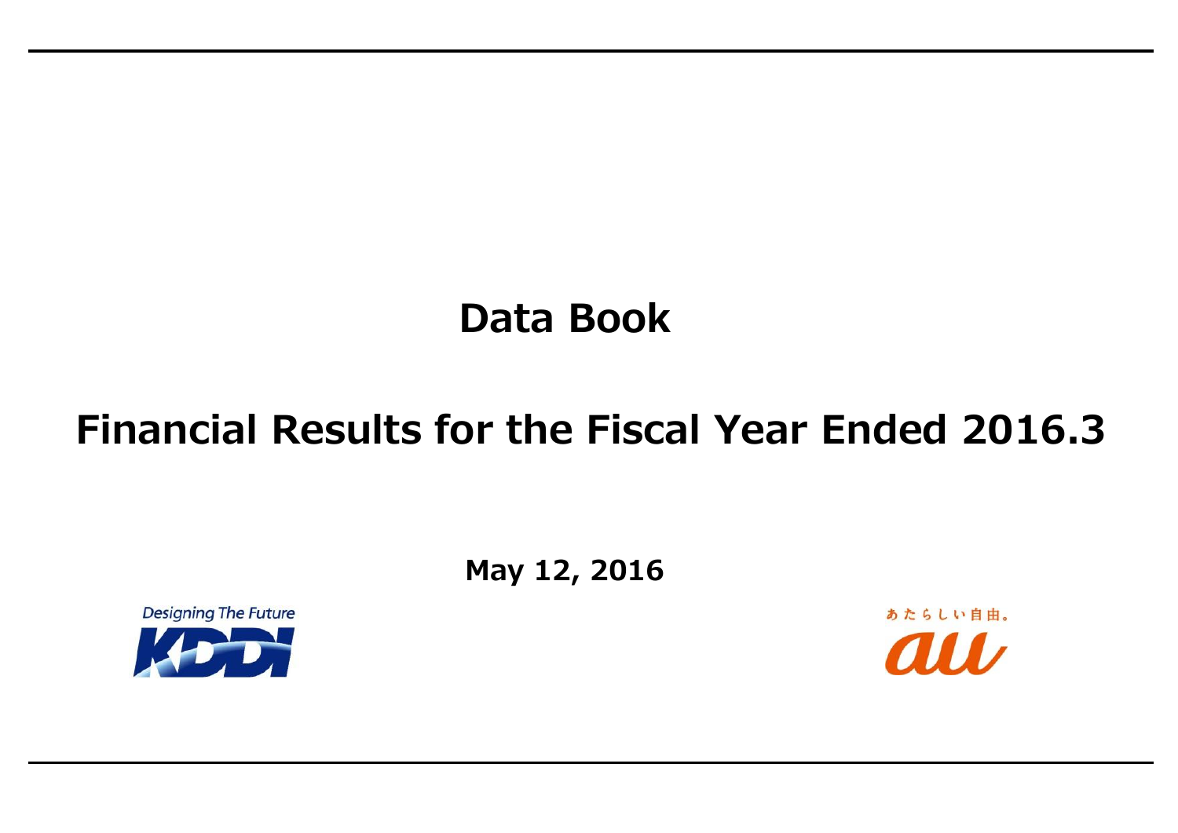# Data Book

## Financial Results for the Fiscal Year Ended 2016.3

**May 12, 2016**

Designing The Future

KDDI

あたらしい自由。

au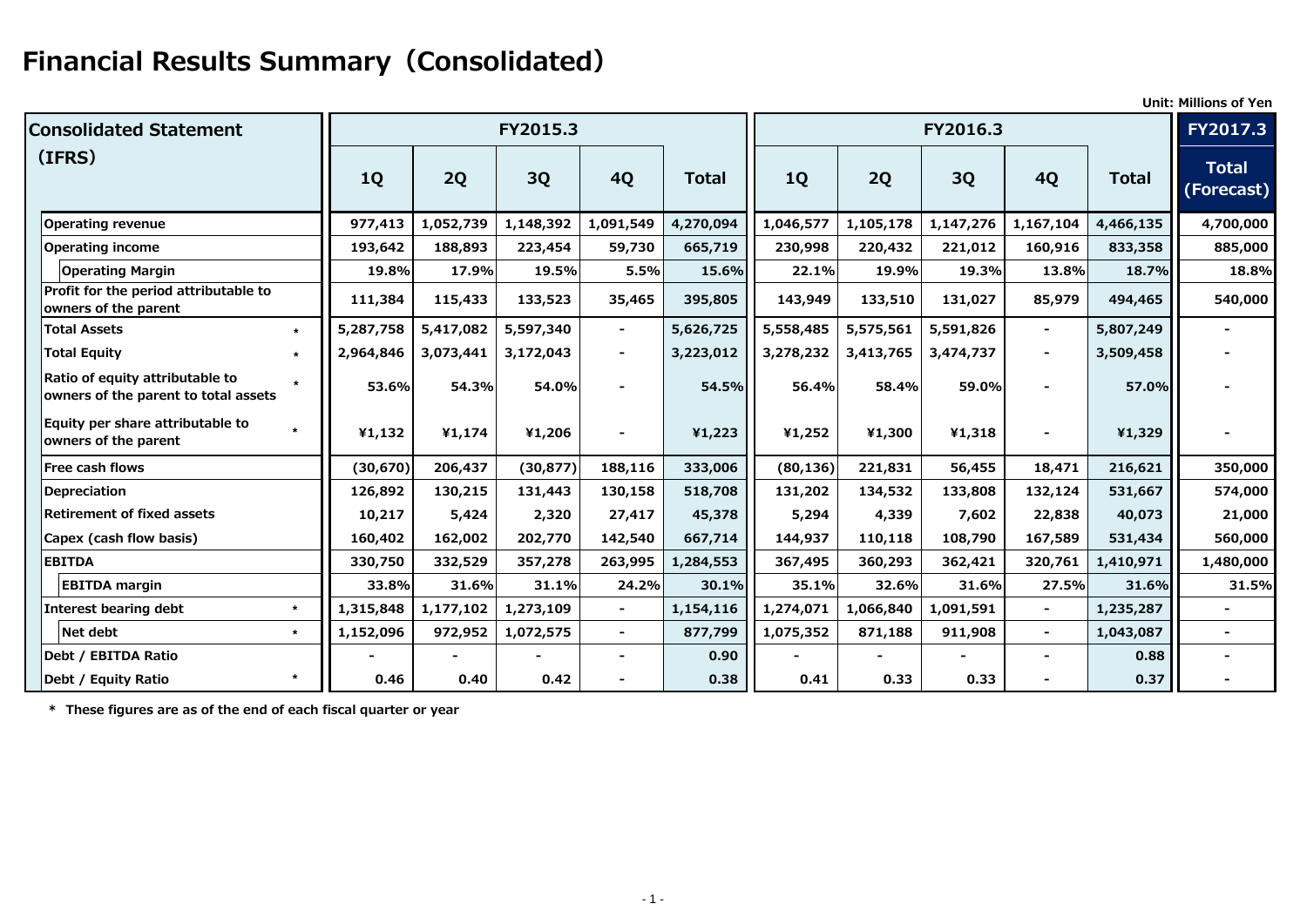# Financial Results Summary（Consolidated）

Unit: Millions of Yen

| Consolidated Statement (IFRS) | | FY2015.3 | | | | | FY2016.3 | | | | | FY2017.3 |
|---|---|---|---|---|---|---|---|---|---|---|---|---|
| | | 1Q | 2Q | 3Q | 4Q | Total | 1Q | 2Q | 3Q | 4Q | Total | Total (Forecast) |
| Operating revenue | | 977,413 | 1,052,739 | 1,148,392 | 1,091,549 | 4,270,094 | 1,046,577 | 1,105,178 | 1,147,276 | 1,167,104 | 4,466,135 | 4,700,000 |
| Operating income | | 193,642 | 188,893 | 223,454 | 59,730 | 665,719 | 230,998 | 220,432 | 221,012 | 160,916 | 833,358 | 885,000 |
| Operating Margin | | 19.8% | 17.9% | 19.5% | 5.5% | 15.6% | 22.1% | 19.9% | 19.3% | 13.8% | 18.7% | 18.8% |
| Profit for the period attributable to owners of the parent | | 111,384 | 115,433 | 133,523 | 35,465 | 395,805 | 143,949 | 133,510 | 131,027 | 85,979 | 494,465 | 540,000 |
| Total Assets | * | 5,287,758 | 5,417,082 | 5,597,340 | - | 5,626,725 | 5,558,485 | 5,575,561 | 5,591,826 | - | 5,807,249 | - |
| Total Equity | * | 2,964,846 | 3,073,441 | 3,172,043 | - | 3,223,012 | 3,278,232 | 3,413,765 | 3,474,737 | - | 3,509,458 | - |
| Ratio of equity attributable to owners of the parent to total assets | * | 53.6% | 54.3% | 54.0% | - | 54.5% | 56.4% | 58.4% | 59.0% | - | 57.0% | - |
| Equity per share attributable to owners of the parent | * | ¥1,132 | ¥1,174 | ¥1,206 | - | ¥1,223 | ¥1,252 | ¥1,300 | ¥1,318 | - | ¥1,329 | - |
| Free cash flows | | (30,670) | 206,437 | (30,877) | 188,116 | 333,006 | (80,136) | 221,831 | 56,455 | 18,471 | 216,621 | 350,000 |
| Depreciation | | 126,892 | 130,215 | 131,443 | 130,158 | 518,708 | 131,202 | 134,532 | 133,808 | 132,124 | 531,667 | 574,000 |
| Retirement of fixed assets | | 10,217 | 5,424 | 2,320 | 27,417 | 45,378 | 5,294 | 4,339 | 7,602 | 22,838 | 40,073 | 21,000 |
| Capex (cash flow basis) | | 160,402 | 162,002 | 202,770 | 142,540 | 667,714 | 144,937 | 110,118 | 108,790 | 167,589 | 531,434 | 560,000 |
| EBITDA | | 330,750 | 332,529 | 357,278 | 263,995 | 1,284,553 | 367,495 | 360,293 | 362,421 | 320,761 | 1,410,971 | 1,480,000 |
| EBITDA margin | | 33.8% | 31.6% | 31.1% | 24.2% | 30.1% | 35.1% | 32.6% | 31.6% | 27.5% | 31.6% | 31.5% |
| Interest bearing debt | * | 1,315,848 | 1,177,102 | 1,273,109 | - | 1,154,116 | 1,274,071 | 1,066,840 | 1,091,591 | - | 1,235,287 | - |
| Net debt | * | 1,152,096 | 972,952 | 1,072,575 | - | 877,799 | 1,075,352 | 871,188 | 911,908 | - | 1,043,087 | - |
| Debt / EBITDA Ratio | | - | - | - | - | 0.90 | - | - | - | - | 0.88 | - |
| Debt / Equity Ratio | * | 0.46 | 0.40 | 0.42 | - | 0.38 | 0.41 | 0.33 | 0.33 | - | 0.37 | - |

\* These figures are as of the end of each fiscal quarter or year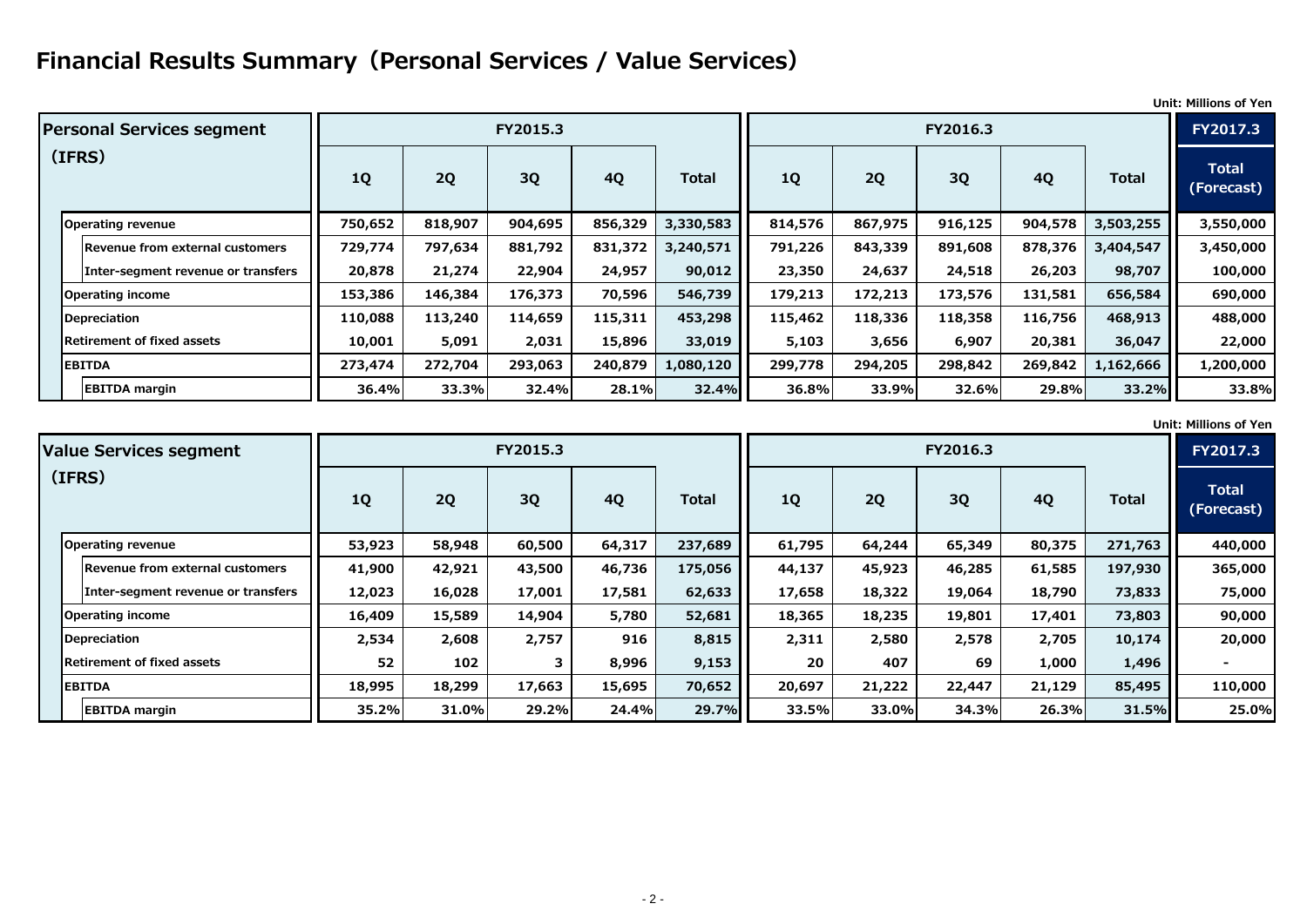# Financial Results Summary（Personal Services / Value Services）

Unit: Millions of Yen

| Personal Services segment (IFRS) | FY2015.3 | | | | | FY2016.3 | | | | | FY2017.3 |
|---|---|---|---|---|---|---|---|---|---|---|---|
| | 1Q | 2Q | 3Q | 4Q | Total | 1Q | 2Q | 3Q | 4Q | Total | Total (Forecast) |
| Operating revenue | 750,652 | 818,907 | 904,695 | 856,329 | 3,330,583 | 814,576 | 867,975 | 916,125 | 904,578 | 3,503,255 | 3,550,000 |
| Revenue from external customers | 729,774 | 797,634 | 881,792 | 831,372 | 3,240,571 | 791,226 | 843,339 | 891,608 | 878,376 | 3,404,547 | 3,450,000 |
| Inter-segment revenue or transfers | 20,878 | 21,274 | 22,904 | 24,957 | 90,012 | 23,350 | 24,637 | 24,518 | 26,203 | 98,707 | 100,000 |
| Operating income | 153,386 | 146,384 | 176,373 | 70,596 | 546,739 | 179,213 | 172,213 | 173,576 | 131,581 | 656,584 | 690,000 |
| Depreciation | 110,088 | 113,240 | 114,659 | 115,311 | 453,298 | 115,462 | 118,336 | 118,358 | 116,756 | 468,913 | 488,000 |
| Retirement of fixed assets | 10,001 | 5,091 | 2,031 | 15,896 | 33,019 | 5,103 | 3,656 | 6,907 | 20,381 | 36,047 | 22,000 |
| EBITDA | 273,474 | 272,704 | 293,063 | 240,879 | 1,080,120 | 299,778 | 294,205 | 298,842 | 269,842 | 1,162,666 | 1,200,000 |
| EBITDA margin | 36.4% | 33.3% | 32.4% | 28.1% | 32.4% | 36.8% | 33.9% | 32.6% | 29.8% | 33.2% | 33.8% |

Unit: Millions of Yen

| Value Services segment (IFRS) | FY2015.3 | | | | | FY2016.3 | | | | | FY2017.3 |
|---|---|---|---|---|---|---|---|---|---|---|---|
| | 1Q | 2Q | 3Q | 4Q | Total | 1Q | 2Q | 3Q | 4Q | Total | Total (Forecast) |
| Operating revenue | 53,923 | 58,948 | 60,500 | 64,317 | 237,689 | 61,795 | 64,244 | 65,349 | 80,375 | 271,763 | 440,000 |
| Revenue from external customers | 41,900 | 42,921 | 43,500 | 46,736 | 175,056 | 44,137 | 45,923 | 46,285 | 61,585 | 197,930 | 365,000 |
| Inter-segment revenue or transfers | 12,023 | 16,028 | 17,001 | 17,581 | 62,633 | 17,658 | 18,322 | 19,064 | 18,790 | 73,833 | 75,000 |
| Operating income | 16,409 | 15,589 | 14,904 | 5,780 | 52,681 | 18,365 | 18,235 | 19,801 | 17,401 | 73,803 | 90,000 |
| Depreciation | 2,534 | 2,608 | 2,757 | 916 | 8,815 | 2,311 | 2,580 | 2,578 | 2,705 | 10,174 | 20,000 |
| Retirement of fixed assets | 52 | 102 | 3 | 8,996 | 9,153 | 20 | 407 | 69 | 1,000 | 1,496 | - |
| EBITDA | 18,995 | 18,299 | 17,663 | 15,695 | 70,652 | 20,697 | 21,222 | 22,447 | 21,129 | 85,495 | 110,000 |
| EBITDA margin | 35.2% | 31.0% | 29.2% | 24.4% | 29.7% | 33.5% | 33.0% | 34.3% | 26.3% | 31.5% | 25.0% |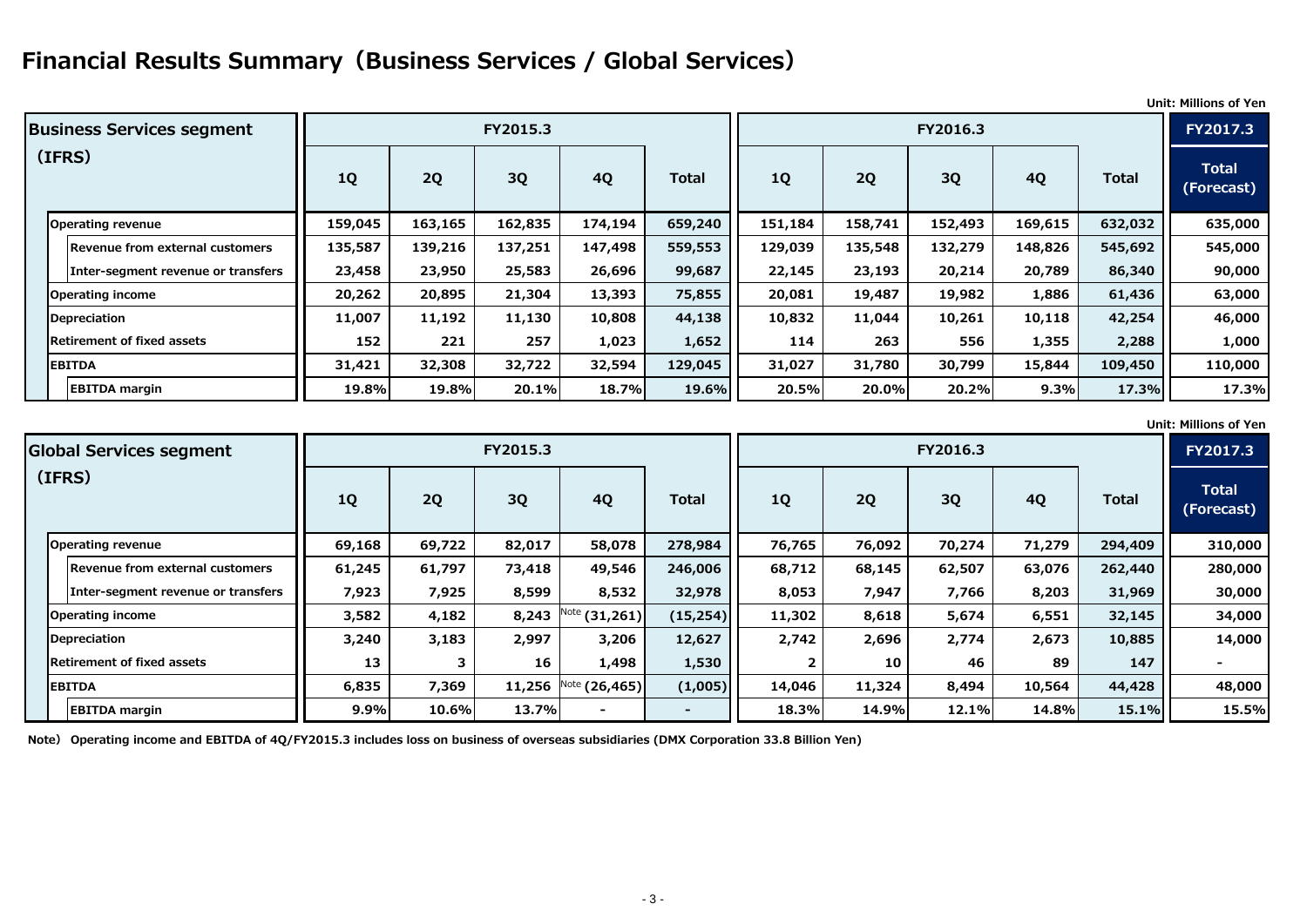# Financial Results Summary（Business Services / Global Services）

Unit: Millions of Yen

| Business Services segment (IFRS) | FY2015.3 | | | | | FY2016.3 | | | | | FY2017.3 |
|---|---|---|---|---|---|---|---|---|---|---|---|
| | 1Q | 2Q | 3Q | 4Q | Total | 1Q | 2Q | 3Q | 4Q | Total | Total (Forecast) |
| Operating revenue | 159,045 | 163,165 | 162,835 | 174,194 | 659,240 | 151,184 | 158,741 | 152,493 | 169,615 | 632,032 | 635,000 |
| Revenue from external customers | 135,587 | 139,216 | 137,251 | 147,498 | 559,553 | 129,039 | 135,548 | 132,279 | 148,826 | 545,692 | 545,000 |
| Inter-segment revenue or transfers | 23,458 | 23,950 | 25,583 | 26,696 | 99,687 | 22,145 | 23,193 | 20,214 | 20,789 | 86,340 | 90,000 |
| Operating income | 20,262 | 20,895 | 21,304 | 13,393 | 75,855 | 20,081 | 19,487 | 19,982 | 1,886 | 61,436 | 63,000 |
| Depreciation | 11,007 | 11,192 | 11,130 | 10,808 | 44,138 | 10,832 | 11,044 | 10,261 | 10,118 | 42,254 | 46,000 |
| Retirement of fixed assets | 152 | 221 | 257 | 1,023 | 1,652 | 114 | 263 | 556 | 1,355 | 2,288 | 1,000 |
| EBITDA | 31,421 | 32,308 | 32,722 | 32,594 | 129,045 | 31,027 | 31,780 | 30,799 | 15,844 | 109,450 | 110,000 |
| EBITDA margin | 19.8% | 19.8% | 20.1% | 18.7% | 19.6% | 20.5% | 20.0% | 20.2% | 9.3% | 17.3% | 17.3% |

Unit: Millions of Yen

| Global Services segment (IFRS) | FY2015.3 | | | | | FY2016.3 | | | | | FY2017.3 |
|---|---|---|---|---|---|---|---|---|---|---|---|
| | 1Q | 2Q | 3Q | 4Q | Total | 1Q | 2Q | 3Q | 4Q | Total | Total (Forecast) |
| Operating revenue | 69,168 | 69,722 | 82,017 | 58,078 | 278,984 | 76,765 | 76,092 | 70,274 | 71,279 | 294,409 | 310,000 |
| Revenue from external customers | 61,245 | 61,797 | 73,418 | 49,546 | 246,006 | 68,712 | 68,145 | 62,507 | 63,076 | 262,440 | 280,000 |
| Inter-segment revenue or transfers | 7,923 | 7,925 | 8,599 | 8,532 | 32,978 | 8,053 | 7,947 | 7,766 | 8,203 | 31,969 | 30,000 |
| Operating income | 3,582 | 4,182 | 8,243 | Note (31,261) | (15,254) | 11,302 | 8,618 | 5,674 | 6,551 | 32,145 | 34,000 |
| Depreciation | 3,240 | 3,183 | 2,997 | 3,206 | 12,627 | 2,742 | 2,696 | 2,774 | 2,673 | 10,885 | 14,000 |
| Retirement of fixed assets | 13 | 3 | 16 | 1,498 | 1,530 | 2 | 10 | 46 | 89 | 147 | - |
| EBITDA | 6,835 | 7,369 | 11,256 | Note (26,465) | (1,005) | 14,046 | 11,324 | 8,494 | 10,564 | 44,428 | 48,000 |
| EBITDA margin | 9.9% | 10.6% | 13.7% | - | - | 18.3% | 14.9% | 12.1% | 14.8% | 15.1% | 15.5% |

Note） Operating income and EBITDA of 4Q/FY2015.3 includes loss on business of overseas subsidiaries (DMX Corporation 33.8 Billion Yen)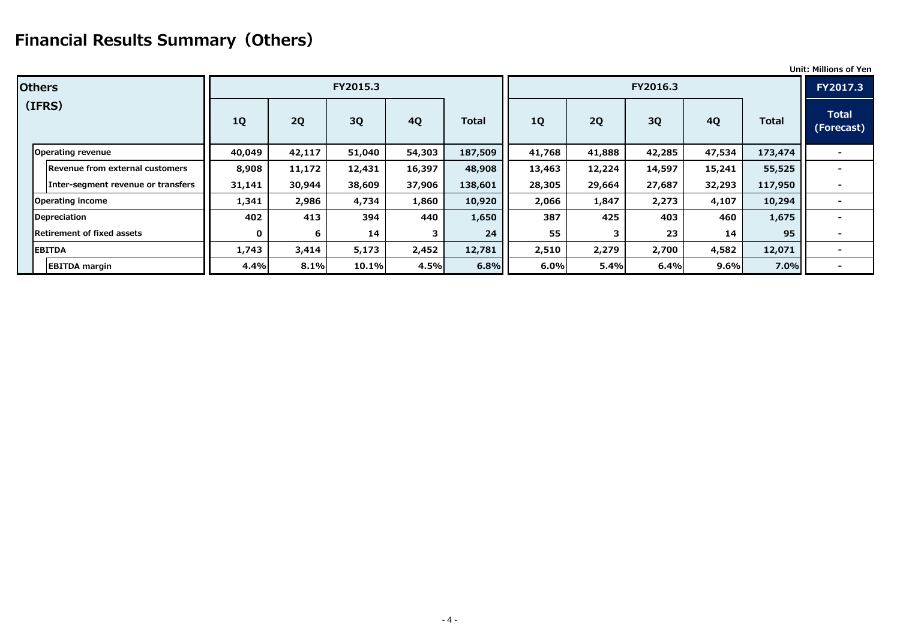# Financial Results Summary（Others）

Unit: Millions of Yen

| Others (IFRS) | FY2015.3 | | | | | FY2016.3 | | | | | FY2017.3 |
|---|---|---|---|---|---|---|---|---|---|---|---|
| | 1Q | 2Q | 3Q | 4Q | Total | 1Q | 2Q | 3Q | 4Q | Total | Total (Forecast) |
| Operating revenue | 40,049 | 42,117 | 51,040 | 54,303 | 187,509 | 41,768 | 41,888 | 42,285 | 47,534 | 173,474 | - |
| Revenue from external customers | 8,908 | 11,172 | 12,431 | 16,397 | 48,908 | 13,463 | 12,224 | 14,597 | 15,241 | 55,525 | - |
| Inter-segment revenue or transfers | 31,141 | 30,944 | 38,609 | 37,906 | 138,601 | 28,305 | 29,664 | 27,687 | 32,293 | 117,950 | - |
| Operating income | 1,341 | 2,986 | 4,734 | 1,860 | 10,920 | 2,066 | 1,847 | 2,273 | 4,107 | 10,294 | - |
| Depreciation | 402 | 413 | 394 | 440 | 1,650 | 387 | 425 | 403 | 460 | 1,675 | - |
| Retirement of fixed assets | 0 | 6 | 14 | 3 | 24 | 55 | 3 | 23 | 14 | 95 | - |
| EBITDA | 1,743 | 3,414 | 5,173 | 2,452 | 12,781 | 2,510 | 2,279 | 2,700 | 4,582 | 12,071 | - |
| EBITDA margin | 4.4% | 8.1% | 10.1% | 4.5% | 6.8% | 6.0% | 5.4% | 6.4% | 9.6% | 7.0% | - |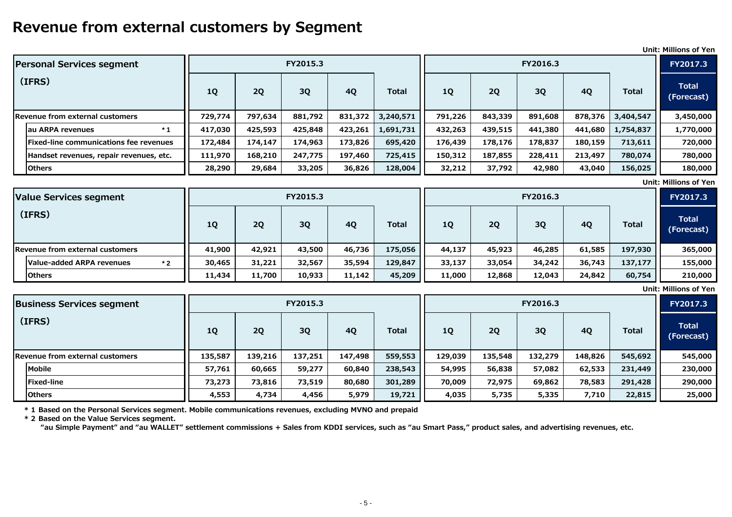# Revenue from external customers by Segment

Unit: Millions of Yen

| Personal Services segment (IFRS) | FY2015.3 | | | | | FY2016.3 | | | | | FY2017.3 |
|---|---|---|---|---|---|---|---|---|---|---|---|
| | 1Q | 2Q | 3Q | 4Q | Total | 1Q | 2Q | 3Q | 4Q | Total | Total (Forecast) |
| Revenue from external customers | 729,774 | 797,634 | 881,792 | 831,372 | 3,240,571 | 791,226 | 843,339 | 891,608 | 878,376 | 3,404,547 | 3,450,000 |
| au ARPA revenues *1 | 417,030 | 425,593 | 425,848 | 423,261 | 1,691,731 | 432,263 | 439,515 | 441,380 | 441,680 | 1,754,837 | 1,770,000 |
| Fixed-line communications fee revenues | 172,484 | 174,147 | 174,963 | 173,826 | 695,420 | 176,439 | 178,176 | 178,837 | 180,159 | 713,611 | 720,000 |
| Handset revenues, repair revenues, etc. | 111,970 | 168,210 | 247,775 | 197,460 | 725,415 | 150,312 | 187,855 | 228,411 | 213,497 | 780,074 | 780,000 |
| Others | 28,290 | 29,684 | 33,205 | 36,826 | 128,004 | 32,212 | 37,792 | 42,980 | 43,040 | 156,025 | 180,000 |

Unit: Millions of Yen

| Value Services segment (IFRS) | FY2015.3 | | | | | FY2016.3 | | | | | FY2017.3 |
|---|---|---|---|---|---|---|---|---|---|---|---|
| | 1Q | 2Q | 3Q | 4Q | Total | 1Q | 2Q | 3Q | 4Q | Total | Total (Forecast) |
| Revenue from external customers | 41,900 | 42,921 | 43,500 | 46,736 | 175,056 | 44,137 | 45,923 | 46,285 | 61,585 | 197,930 | 365,000 |
| Value-added ARPA revenues *2 | 30,465 | 31,221 | 32,567 | 35,594 | 129,847 | 33,137 | 33,054 | 34,242 | 36,743 | 137,177 | 155,000 |
| Others | 11,434 | 11,700 | 10,933 | 11,142 | 45,209 | 11,000 | 12,868 | 12,043 | 24,842 | 60,754 | 210,000 |

Unit: Millions of Yen

| Business Services segment (IFRS) | FY2015.3 | | | | | FY2016.3 | | | | | FY2017.3 |
|---|---|---|---|---|---|---|---|---|---|---|---|
| | 1Q | 2Q | 3Q | 4Q | Total | 1Q | 2Q | 3Q | 4Q | Total | Total (Forecast) |
| Revenue from external customers | 135,587 | 139,216 | 137,251 | 147,498 | 559,553 | 129,039 | 135,548 | 132,279 | 148,826 | 545,692 | 545,000 |
| Mobile | 57,761 | 60,665 | 59,277 | 60,840 | 238,543 | 54,995 | 56,838 | 57,082 | 62,533 | 231,449 | 230,000 |
| Fixed-line | 73,273 | 73,816 | 73,519 | 80,680 | 301,289 | 70,009 | 72,975 | 69,862 | 78,583 | 291,428 | 290,000 |
| Others | 4,553 | 4,734 | 4,456 | 5,979 | 19,721 | 4,035 | 5,735 | 5,335 | 7,710 | 22,815 | 25,000 |

*1 Based on the Personal Services segment. Mobile communications revenues, excluding MVNO and prepaid

*2 Based on the Value Services segment.
"au Simple Payment" and "au WALLET" settlement commissions + Sales from KDDI services, such as "au Smart Pass," product sales, and advertising revenues, etc.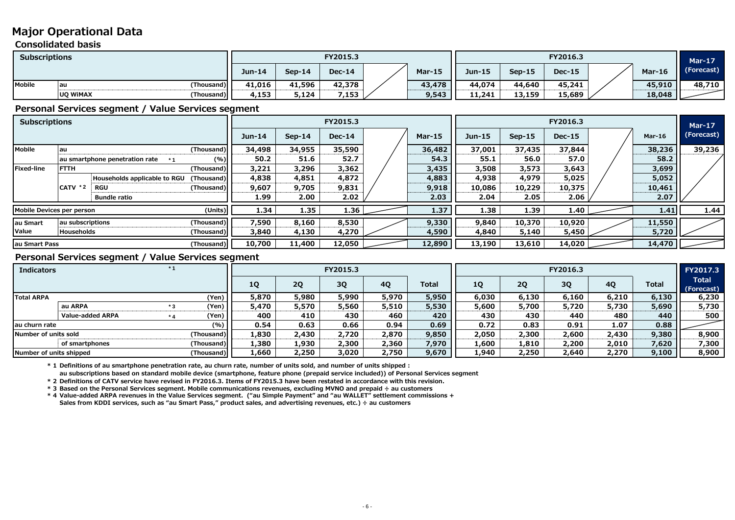# Major Operational Data

## Consolidated basis

| Subscriptions | | | FY2015.3 Jun-14 | Sep-14 | Dec-14 | | Mar-15 | FY2016.3 Jun-15 | Sep-15 | Dec-15 | | Mar-16 | Mar-17 (Forecast) |
|---|---|---|---|---|---|---|---|---|---|---|---|---|---|
| Mobile | au | (Thousand) | 41,016 | 41,596 | 42,378 | | 43,478 | 44,074 | 44,640 | 45,241 | | 45,910 | 48,710 |
| | UQ WiMAX | (Thousand) | 4,153 | 5,124 | 7,153 | | 9,543 | 11,241 | 13,159 | 15,689 | | 18,048 | |

## Personal Services segment / Value Services segment

| Subscriptions | | | | FY2015.3 Jun-14 | Sep-14 | Dec-14 | | Mar-15 | FY2016.3 Jun-15 | Sep-15 | Dec-15 | | Mar-16 | Mar-17 (Forecast) |
|---|---|---|---|---|---|---|---|---|---|---|---|---|---|---|
| Mobile | au | | (Thousand) | 34,498 | 34,955 | 35,590 | | 36,482 | 37,001 | 37,435 | 37,844 | | 38,236 | 39,236 |
| | au smartphone penetration rate *1 | | (%) | 50.2 | 51.6 | 52.7 | | 54.3 | 55.1 | 56.0 | 57.0 | | 58.2 | |
| Fixed-line | FTTH | | (Thousand) | 3,221 | 3,296 | 3,362 | | 3,435 | 3,508 | 3,573 | 3,643 | | 3,699 | |
| | CATV *2 | Households applicable to RGU | (Thousand) | 4,838 | 4,851 | 4,872 | | 4,883 | 4,938 | 4,979 | 5,025 | | 5,052 | |
| | | RGU | (Thousand) | 9,607 | 9,705 | 9,831 | | 9,918 | 10,086 | 10,229 | 10,375 | | 10,461 | |
| | | Bundle ratio | | 1.99 | 2.00 | 2.02 | | 2.03 | 2.04 | 2.05 | 2.06 | | 2.07 | |
| Mobile Devices per person | | | (Units) | 1.34 | 1.35 | 1.36 | | 1.37 | 1.38 | 1.39 | 1.40 | | 1.41 | 1.44 |
| au Smart Value | au subscriptions | | (Thousand) | 7,590 | 8,160 | 8,530 | | 9,330 | 9,840 | 10,370 | 10,920 | | 11,550 | |
| | Households | | (Thousand) | 3,840 | 4,130 | 4,270 | | 4,590 | 4,840 | 5,140 | 5,450 | | 5,720 | |
| au Smart Pass | | | (Thousand) | 10,700 | 11,400 | 12,050 | | 12,890 | 13,190 | 13,610 | 14,020 | | 14,470 | |

## Personal Services segment / Value Services segment

| Indicators *1 | | | | FY2015.3 1Q | 2Q | 3Q | 4Q | Total | FY2016.3 1Q | 2Q | 3Q | 4Q | Total | FY2017.3 Total (Forecast) |
|---|---|---|---|---|---|---|---|---|---|---|---|---|---|---|
| Total ARPA | | | (Yen) | 5,870 | 5,980 | 5,990 | 5,970 | 5,950 | 6,030 | 6,130 | 6,160 | 6,210 | 6,130 | 6,230 |
| | au ARPA | *3 | (Yen) | 5,470 | 5,570 | 5,560 | 5,510 | 5,530 | 5,600 | 5,700 | 5,720 | 5,730 | 5,690 | 5,730 |
| | Value-added ARPA | *4 | (Yen) | 400 | 410 | 430 | 460 | 420 | 430 | 430 | 440 | 480 | 440 | 500 |
| au churn rate | | | (%) | 0.54 | 0.63 | 0.66 | 0.94 | 0.69 | 0.72 | 0.83 | 0.91 | 1.07 | 0.88 | |
| Number of units sold | | | (Thousand) | 1,830 | 2,430 | 2,720 | 2,870 | 9,850 | 2,050 | 2,300 | 2,600 | 2,430 | 9,380 | 8,900 |
| | of smartphones | | (Thousand) | 1,380 | 1,930 | 2,300 | 2,360 | 7,970 | 1,600 | 1,810 | 2,200 | 2,010 | 7,620 | 7,300 |
| Number of units shipped | | | (Thousand) | 1,660 | 2,250 | 3,020 | 2,750 | 9,670 | 1,940 | 2,250 | 2,640 | 2,270 | 9,100 | 8,900 |

\* 1 Definitions of au smartphone penetration rate, au churn rate, number of units sold, and number of units shipped :
au subscriptions based on standard mobile device (smartphone, feature phone (prepaid service included)) of Personal Services segment

\* 2 Definitions of CATV service have revised in FY2016.3. Items of FY2015.3 have been restated in accordance with this revision.

\* 3 Based on the Personal Services segment. Mobile communications revenues, excluding MVNO and prepaid ÷ au customers

\* 4 Value-added ARPA revenues in the Value Services segment. ("au Simple Payment" and "au WALLET" settlement commissions +
Sales from KDDI services, such as "au Smart Pass," product sales, and advertising revenues, etc.) ÷ au customers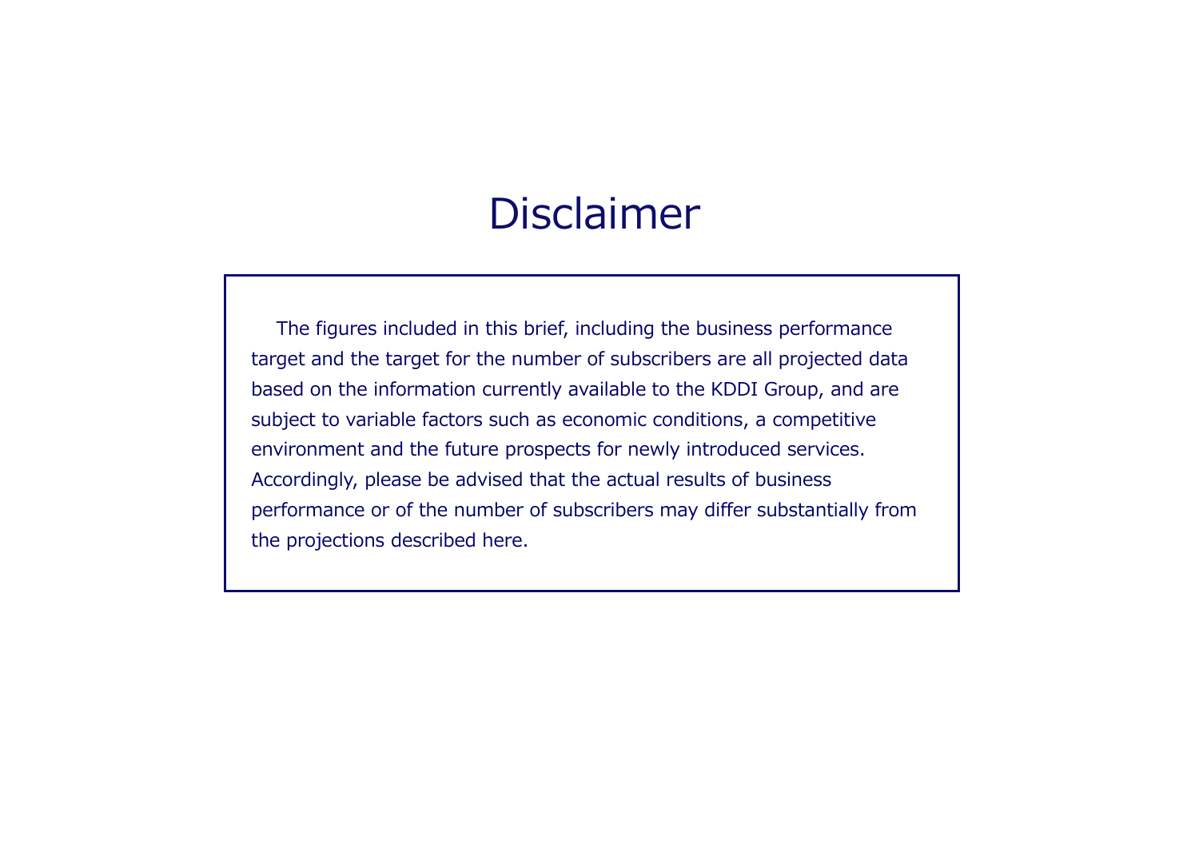# Disclaimer

The figures included in this brief, including the business performance target and the target for the number of subscribers are all projected data based on the information currently available to the KDDI Group, and are subject to variable factors such as economic conditions, a competitive environment and the future prospects for newly introduced services. Accordingly, please be advised that the actual results of business performance or of the number of subscribers may differ substantially from the projections described here.